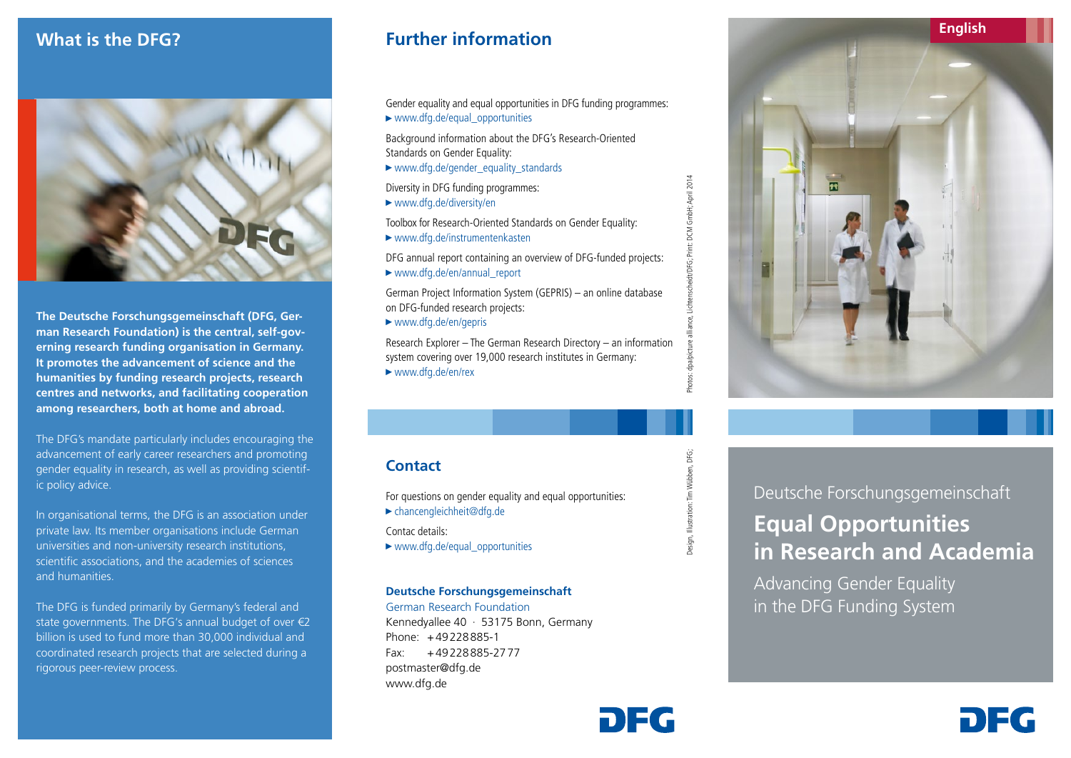## What is the DFG?

**The Deutsche Forschungsgemeinschaft (DFG, German Research Foundation) is the central, self-governing research funding organisation in Germany. It promotes the advancement of science and the humanities by funding research projects, research centres and networks, and facilitating cooperation among researchers, both at home and abroad.**

The DFG's mandate particularly includes encouraging the advancement of early career researchers and promoting gender equality in research, as well as providing scientific policy advice.

In organisational terms, the DFG is an association under private law. Its member organisations include German universities and non-university research institutions, scientific associations, and the academies of sciences and humanities.

The DFG is funded primarily by Germany's federal and state governments. The DFG's annual budget of over €2 billion is used to fund more than 30,000 individual and coordinated research projects that are selected during a rigorous peer-review process.

## Further information

Gender equality and equal opportunities in DFG funding programmes:
▶ www.dfg.de/equal_opportunities

Background information about the DFG's Research-Oriented Standards on Gender Equality:
▶ www.dfg.de/gender_equality_standards

Diversity in DFG funding programmes:
▶ www.dfg.de/diversity/en

Toolbox for Research-Oriented Standards on Gender Equality:
▶ www.dfg.de/instrumentenkasten

DFG annual report containing an overview of DFG-funded projects:
▶ www.dfg.de/en/annual_report

German Project Information System (GEPRIS) – an online database on DFG-funded research projects:
▶ www.dfg.de/en/gepris

Research Explorer – The German Research Directory – an information system covering over 19,000 research institutes in Germany:
▶ www.dfg.de/en/rex

Photos: dpa/picture alliance, Lichtenscheidt/DFG; Print: DCM GmbH; April 2014

Design, Illustration: Tim Wübben, DFG;

## Contact

For questions on gender equality and equal opportunities:
▶ chancengleichheit@dfg.de

Contac details:
▶ www.dfg.de/equal_opportunities

**Deutsche Forschungsgemeinschaft**
German Research Foundation
Kennedyallee 40 · 53175 Bonn, Germany
Phone: +49 228 885-1
Fax: +49 228 885-27 77
postmaster@dfg.de
www.dfg.de

DFG

English

Deutsche Forschungsgemeinschaft

# Equal Opportunities in Research and Academia

Advancing Gender Equality in the DFG Funding System

DFG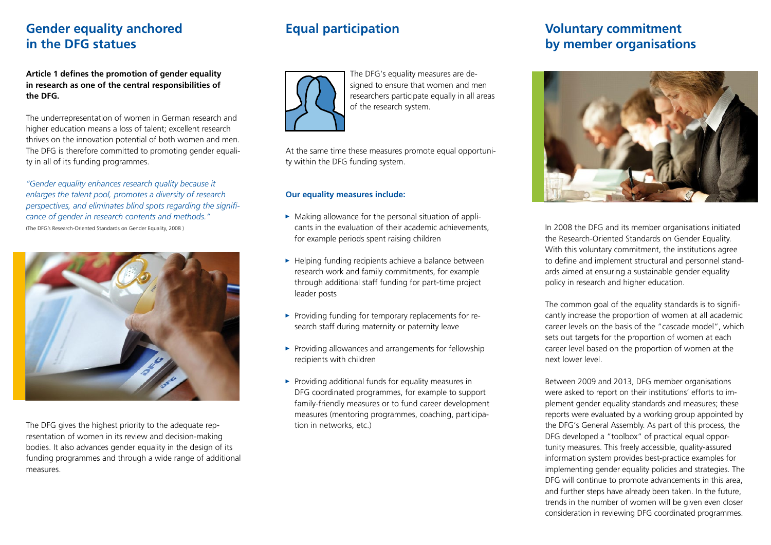## Gender equality anchored in the DFG statues

**Article 1 defines the promotion of gender equality in research as one of the central responsibilities of the DFG.**

The underrepresentation of women in German research and higher education means a loss of talent; excellent research thrives on the innovation potential of both women and men. The DFG is therefore committed to promoting gender equality in all of its funding programmes.

*"Gender equality enhances research quality because it enlarges the talent pool, promotes a diversity of research perspectives, and eliminates blind spots regarding the significance of gender in research contents and methods."*
(The DFG's Research-Oriented Standards on Gender Equality, 2008 )

The DFG gives the highest priority to the adequate representation of women in its review and decision-making bodies. It also advances gender equality in the design of its funding programmes and through a wide range of additional measures.

## Equal participation

The DFG's equality measures are designed to ensure that women and men researchers participate equally in all areas of the research system.

At the same time these measures promote equal opportunity within the DFG funding system.

**Our equality measures include:**

- Making allowance for the personal situation of applicants in the evaluation of their academic achievements, for example periods spent raising children
- Helping funding recipients achieve a balance between research work and family commitments, for example through additional staff funding for part-time project leader posts
- Providing funding for temporary replacements for research staff during maternity or paternity leave
- Providing allowances and arrangements for fellowship recipients with children
- Providing additional funds for equality measures in DFG coordinated programmes, for example to support family-friendly measures or to fund career development measures (mentoring programmes, coaching, participation in networks, etc.)

## Voluntary commitment by member organisations

In 2008 the DFG and its member organisations initiated the Research-Oriented Standards on Gender Equality. With this voluntary commitment, the institutions agree to define and implement structural and personnel standards aimed at ensuring a sustainable gender equality policy in research and higher education.

The common goal of the equality standards is to significantly increase the proportion of women at all academic career levels on the basis of the "cascade model", which sets out targets for the proportion of women at each career level based on the proportion of women at the next lower level.

Between 2009 and 2013, DFG member organisations were asked to report on their institutions' efforts to implement gender equality standards and measures; these reports were evaluated by a working group appointed by the DFG's General Assembly. As part of this process, the DFG developed a "toolbox" of practical equal opportunity measures. This freely accessible, quality-assured information system provides best-practice examples for implementing gender equality policies and strategies. The DFG will continue to promote advancements in this area, and further steps have already been taken. In the future, trends in the number of women will be given even closer consideration in reviewing DFG coordinated programmes.